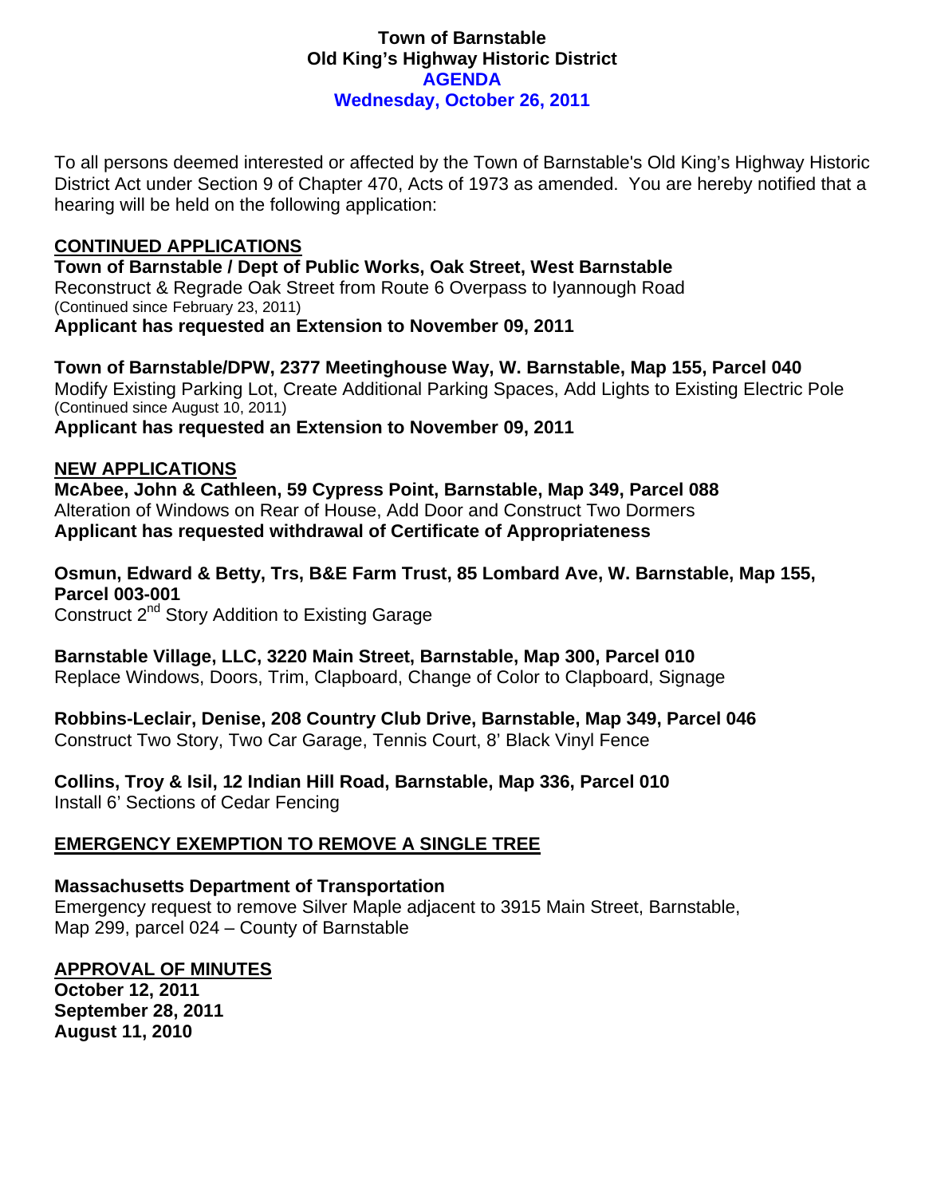# Town of Barnstable
## Old King's Highway Historic District
## AGENDA
## Wednesday, October 26, 2011

To all persons deemed interested or affected by the Town of Barnstable's Old King's Highway Historic District Act under Section 9 of Chapter 470, Acts of 1973 as amended. You are hereby notified that a hearing will be held on the following application:

## CONTINUED APPLICATIONS

**Town of Barnstable / Dept of Public Works, Oak Street, West Barnstable**
Reconstruct & Regrade Oak Street from Route 6 Overpass to Iyannough Road
(Continued since February 23, 2011)
**Applicant has requested an Extension to November 09, 2011**

**Town of Barnstable/DPW, 2377 Meetinghouse Way, W. Barnstable, Map 155, Parcel 040**
Modify Existing Parking Lot, Create Additional Parking Spaces, Add Lights to Existing Electric Pole
(Continued since August 10, 2011)
**Applicant has requested an Extension to November 09, 2011**

## NEW APPLICATIONS

**McAbee, John & Cathleen, 59 Cypress Point, Barnstable, Map 349, Parcel 088**
Alteration of Windows on Rear of House, Add Door and Construct Two Dormers
**Applicant has requested withdrawal of Certificate of Appropriateness**

**Osmun, Edward & Betty, Trs, B&E Farm Trust, 85 Lombard Ave, W. Barnstable, Map 155, Parcel 003-001**
Construct 2nd Story Addition to Existing Garage

**Barnstable Village, LLC, 3220 Main Street, Barnstable, Map 300, Parcel 010**
Replace Windows, Doors, Trim, Clapboard, Change of Color to Clapboard, Signage

**Robbins-Leclair, Denise, 208 Country Club Drive, Barnstable, Map 349, Parcel 046**
Construct Two Story, Two Car Garage, Tennis Court, 8' Black Vinyl Fence

**Collins, Troy & Isil, 12 Indian Hill Road, Barnstable, Map 336, Parcel 010**
Install 6' Sections of Cedar Fencing

## EMERGENCY EXEMPTION TO REMOVE A SINGLE TREE

**Massachusetts Department of Transportation**
Emergency request to remove Silver Maple adjacent to 3915 Main Street, Barnstable, Map 299, parcel 024 – County of Barnstable

## APPROVAL OF MINUTES

**October 12, 2011**
**September 28, 2011**
**August 11, 2010**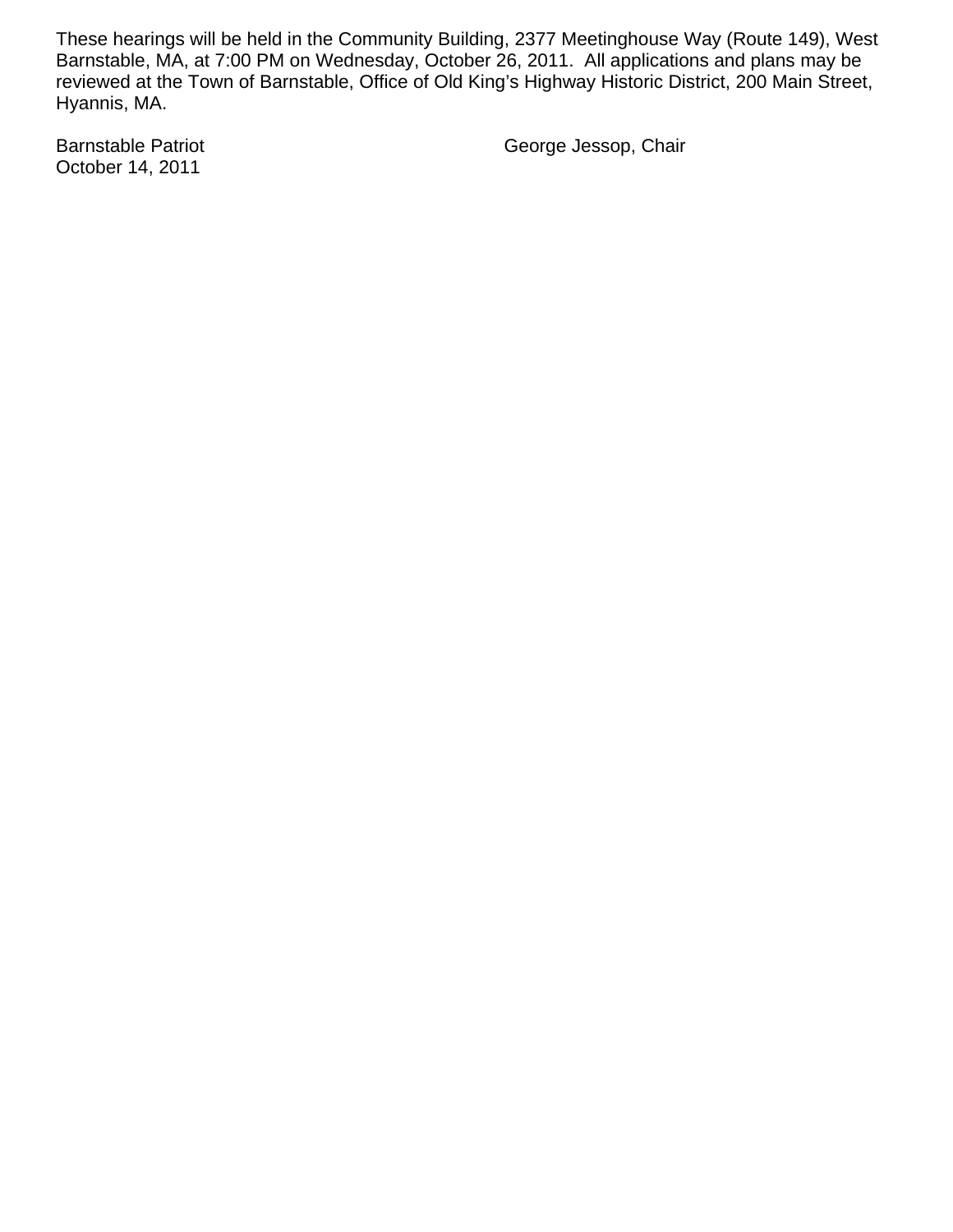These hearings will be held in the Community Building, 2377 Meetinghouse Way (Route 149), West Barnstable, MA, at 7:00 PM on Wednesday, October 26, 2011. All applications and plans may be reviewed at the Town of Barnstable, Office of Old King's Highway Historic District, 200 Main Street, Hyannis, MA.

Barnstable Patriot
October 14, 2011

George Jessop, Chair